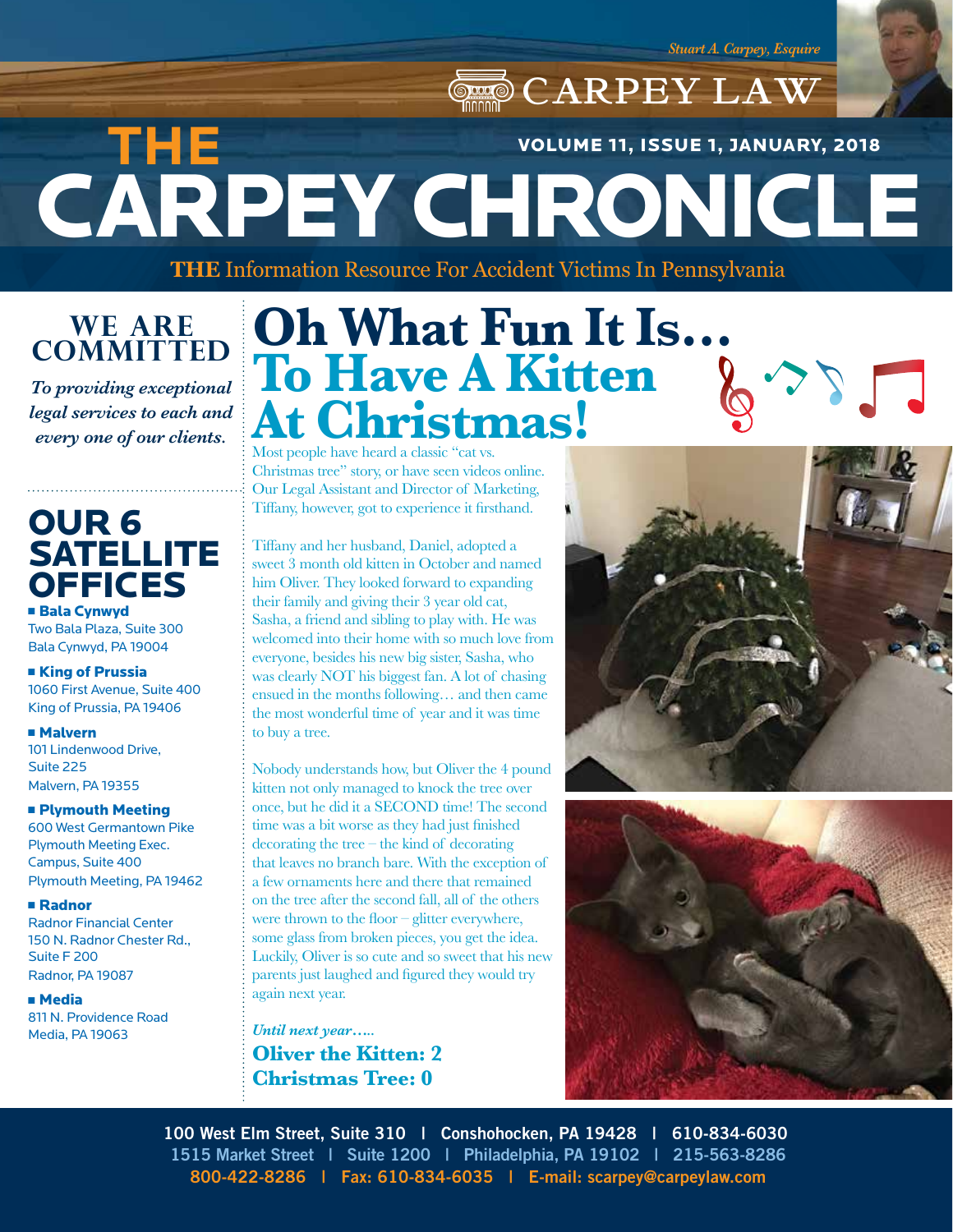Stuart A. Carpey, Esquire

CARPEY LAW

# THE CARPEY CHRONICLE

VOLUME 11, ISSUE 1, JANUARY, 2018

**THE** Information Resource For Accident Victims In Pennsylvania

## WE ARE COMMITTED

*To providing exceptional legal services to each and every one of our clients.*

## OUR 6 SATELLITE OFFICES

- **Bala Cynwyd**
  Two Bala Plaza, Suite 300
  Bala Cynwyd, PA 19004
- **King of Prussia**
  1060 First Avenue, Suite 400
  King of Prussia, PA 19406
- **Malvern**
  101 Lindenwood Drive,
  Suite 225
  Malvern, PA 19355
- **Plymouth Meeting**
  600 West Germantown Pike
  Plymouth Meeting Exec.
  Campus, Suite 400
  Plymouth Meeting, PA 19462
- **Radnor**
  Radnor Financial Center
  150 N. Radnor Chester Rd.,
  Suite F 200
  Radnor, PA 19087
- **Media**
  811 N. Providence Road
  Media, PA 19063

# Oh What Fun It Is… To Have A Kitten At Christmas!

Most people have heard a classic "cat vs. Christmas tree" story, or have seen videos online. Our Legal Assistant and Director of Marketing, Tiffany, however, got to experience it firsthand.

Tiffany and her husband, Daniel, adopted a sweet 3 month old kitten in October and named him Oliver. They looked forward to expanding their family and giving their 3 year old cat, Sasha, a friend and sibling to play with. He was welcomed into their home with so much love from everyone, besides his new big sister, Sasha, who was clearly NOT his biggest fan. A lot of chasing ensued in the months following… and then came the most wonderful time of year and it was time to buy a tree.

Nobody understands how, but Oliver the 4 pound kitten not only managed to knock the tree over once, but he did it a SECOND time! The second time was a bit worse as they had just finished decorating the tree – the kind of decorating that leaves no branch bare. With the exception of a few ornaments here and there that remained on the tree after the second fall, all of the others were thrown to the floor – glitter everywhere, some glass from broken pieces, you get the idea. Luckily, Oliver is so cute and so sweet that his new parents just laughed and figured they would try again next year.

*Until next year…..*

**Oliver the Kitten: 2**
**Christmas Tree: 0**

100 West Elm Street, Suite 310 | Conshohocken, PA 19428 | 610-834-6030
1515 Market Street | Suite 1200 | Philadelphia, PA 19102 | 215-563-8286
800-422-8286 | Fax: 610-834-6035 | E-mail: scarpey@carpeylaw.com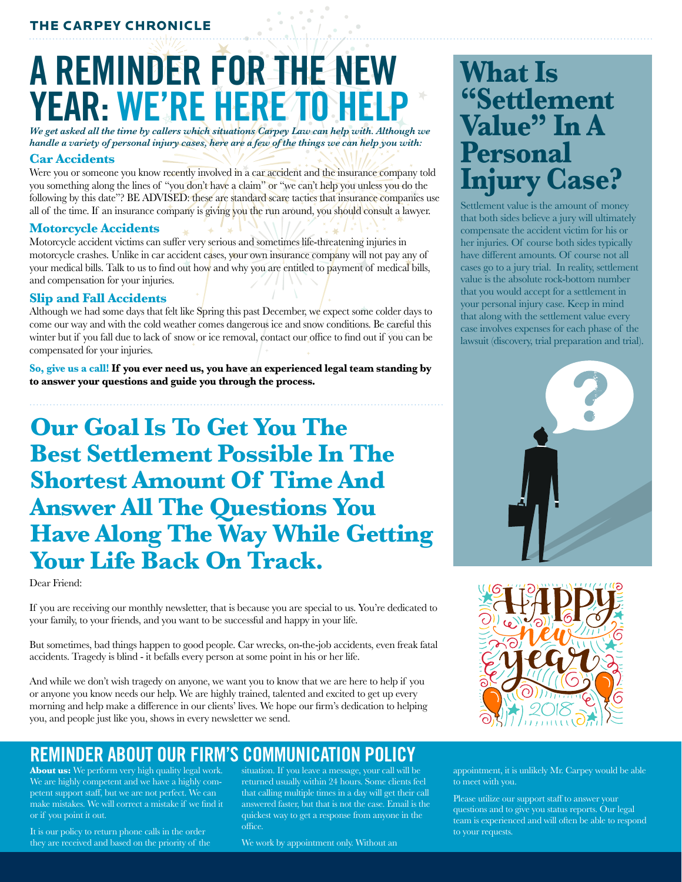# A REMINDER FOR THE NEW YEAR: WE'RE HERE TO HELP

*We get asked all the time by callers which situations Carpey Law can help with. Although we handle a variety of personal injury cases, here are a few of the things we can help you with:*

### Car Accidents

Were you or someone you know recently involved in a car accident and the insurance company told you something along the lines of "you don't have a claim" or "we can't help you unless you do the following by this date"? BE ADVISED: these are standard scare tactics that insurance companies use all of the time. If an insurance company is giving you the run around, you should consult a lawyer.

### Motorcycle Accidents

Motorcycle accident victims can suffer very serious and sometimes life-threatening injuries in motorcycle crashes. Unlike in car accident cases, your own insurance company will not pay any of your medical bills. Talk to us to find out how and why you are entitled to payment of medical bills, and compensation for your injuries.

### Slip and Fall Accidents

Although we had some days that felt like Spring this past December, we expect some colder days to come our way and with the cold weather comes dangerous ice and snow conditions. Be careful this winter but if you fall due to lack of snow or ice removal, contact our office to find out if you can be compensated for your injuries.

**So, give us a call! If you ever need us, you have an experienced legal team standing by to answer your questions and guide you through the process.**

## Our Goal Is To Get You The Best Settlement Possible In The Shortest Amount Of Time And Answer All The Questions You Have Along The Way While Getting Your Life Back On Track.

Dear Friend:

If you are receiving our monthly newsletter, that is because you are special to us. You're dedicated to your family, to your friends, and you want to be successful and happy in your life.

But sometimes, bad things happen to good people. Car wrecks, on-the-job accidents, even freak fatal accidents. Tragedy is blind - it befalls every person at some point in his or her life.

And while we don't wish tragedy on anyone, we want you to know that we are here to help if you or anyone you know needs our help. We are highly trained, talented and excited to get up every morning and help make a difference in our clients' lives. We hope our firm's dedication to helping you, and people just like you, shows in every newsletter we send.

## What Is "Settlement Value" In A Personal Injury Case?

Settlement value is the amount of money that both sides believe a jury will ultimately compensate the accident victim for his or her injuries. Of course both sides typically have different amounts. Of course not all cases go to a jury trial. In reality, settlement value is the absolute rock-bottom number that you would accept for a settlement in your personal injury case. Keep in mind that along with the settlement value every case involves expenses for each phase of the lawsuit (discovery, trial preparation and trial).

## REMINDER ABOUT OUR FIRM'S COMMUNICATION POLICY

**About us:** We perform very high quality legal work. We are highly competent and we have a highly competent support staff, but we are not perfect. We can make mistakes. We will correct a mistake if we find it or if you point it out.

It is our policy to return phone calls in the order they are received and based on the priority of the situation. If you leave a message, your call will be returned usually within 24 hours. Some clients feel that calling multiple times in a day will get their call answered faster, but that is not the case. Email is the quickest way to get a response from anyone in the office.

We work by appointment only. Without an appointment, it is unlikely Mr. Carpey would be able to meet with you.

Please utilize our support staff to answer your questions and to give you status reports. Our legal team is experienced and will often be able to respond to your requests.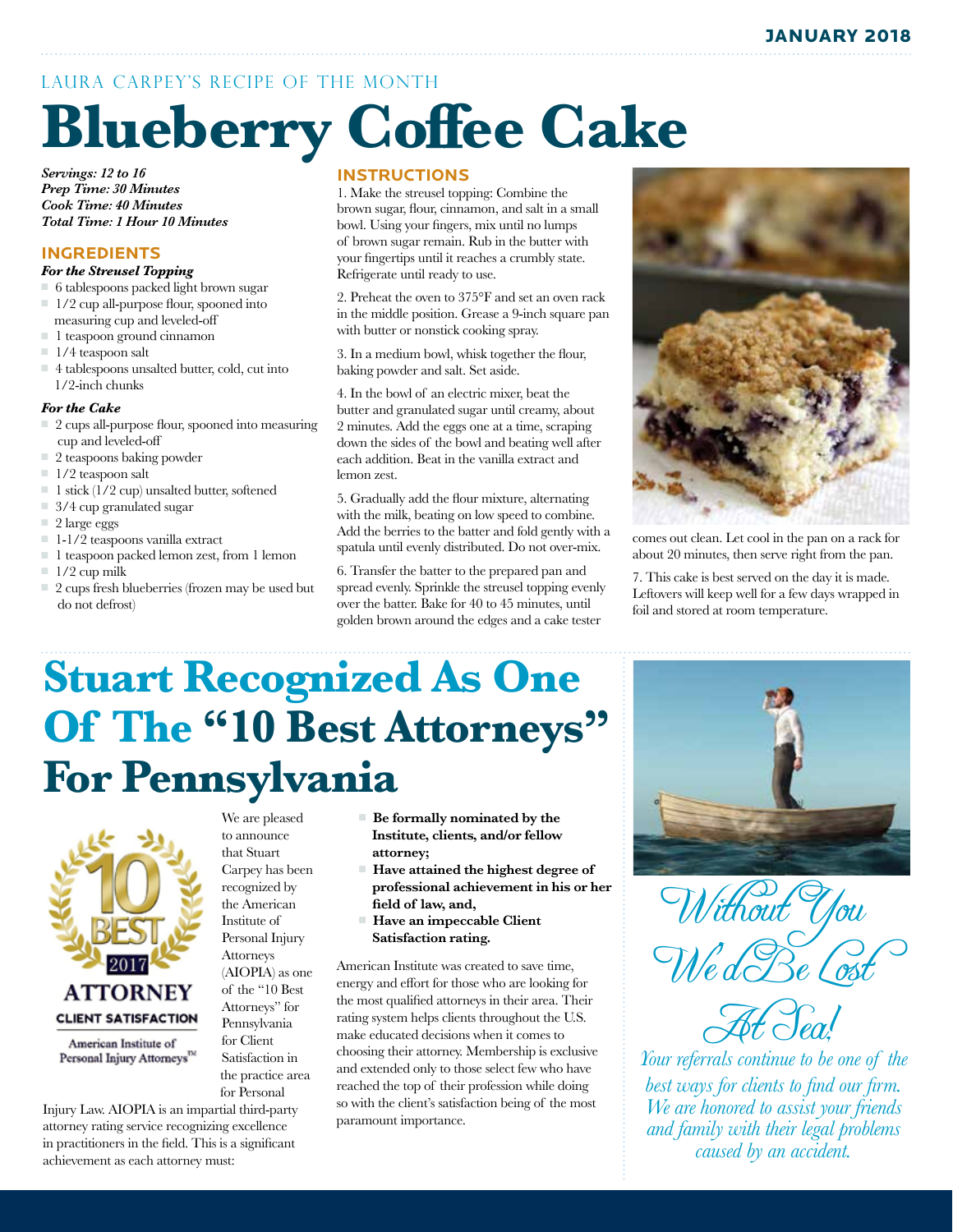LAURA CARPEY'S RECIPE OF THE MONTH

# Blueberry Coffee Cake

***Servings: 12 to 16***
***Prep Time: 30 Minutes***
***Cook Time: 40 Minutes***
***Total Time: 1 Hour 10 Minutes***

## INGREDIENTS

***For the Streusel Topping***

- 6 tablespoons packed light brown sugar
- 1/2 cup all-purpose flour, spooned into measuring cup and leveled-off
- 1 teaspoon ground cinnamon
- 1/4 teaspoon salt
- 4 tablespoons unsalted butter, cold, cut into 1/2-inch chunks

***For the Cake***

- 2 cups all-purpose flour, spooned into measuring cup and leveled-off
- 2 teaspoons baking powder
- 1/2 teaspoon salt
- 1 stick (1/2 cup) unsalted butter, softened
- 3/4 cup granulated sugar
- 2 large eggs
- 1-1/2 teaspoons vanilla extract
- 1 teaspoon packed lemon zest, from 1 lemon
- 1/2 cup milk
- 2 cups fresh blueberries (frozen may be used but do not defrost)

## INSTRUCTIONS

1. Make the streusel topping: Combine the brown sugar, flour, cinnamon, and salt in a small bowl. Using your fingers, mix until no lumps of brown sugar remain. Rub in the butter with your fingertips until it reaches a crumbly state. Refrigerate until ready to use.

2. Preheat the oven to 375°F and set an oven rack in the middle position. Grease a 9-inch square pan with butter or nonstick cooking spray.

3. In a medium bowl, whisk together the flour, baking powder and salt. Set aside.

4. In the bowl of an electric mixer, beat the butter and granulated sugar until creamy, about 2 minutes. Add the eggs one at a time, scraping down the sides of the bowl and beating well after each addition. Beat in the vanilla extract and lemon zest.

5. Gradually add the flour mixture, alternating with the milk, beating on low speed to combine. Add the berries to the batter and fold gently with a spatula until evenly distributed. Do not over-mix.

6. Transfer the batter to the prepared pan and spread evenly. Sprinkle the streusel topping evenly over the batter. Bake for 40 to 45 minutes, until golden brown around the edges and a cake tester comes out clean. Let cool in the pan on a rack for about 20 minutes, then serve right from the pan.

7. This cake is best served on the day it is made. Leftovers will keep well for a few days wrapped in foil and stored at room temperature.

# Stuart Recognized As One Of The "10 Best Attorneys" For Pennsylvania

10 BEST 2017 ATTORNEY CLIENT SATISFACTION
American Institute of Personal Injury Attorneys™

We are pleased to announce that Stuart Carpey has been recognized by the American Institute of Personal Injury Attorneys (AIOPIA) as one of the "10 Best Attorneys" for Pennsylvania for Client Satisfaction in the practice area for Personal Injury Law. AIOPIA is an impartial third-party attorney rating service recognizing excellence in practitioners in the field. This is a significant achievement as each attorney must:

- **Be formally nominated by the Institute, clients, and/or fellow attorney;**
- **Have attained the highest degree of professional achievement in his or her field of law, and,**
- **Have an impeccable Client Satisfaction rating.**

American Institute was created to save time, energy and effort for those who are looking for the most qualified attorneys in their area. Their rating system helps clients throughout the U.S. make educated decisions when it comes to choosing their attorney. Membership is exclusive and extended only to those select few who have reached the top of their profession while doing so with the client's satisfaction being of the most paramount importance.

*Without You We'd Be Lost At Sea!*

*Your referrals continue to be one of the best ways for clients to find our firm. We are honored to assist your friends and family with their legal problems caused by an accident.*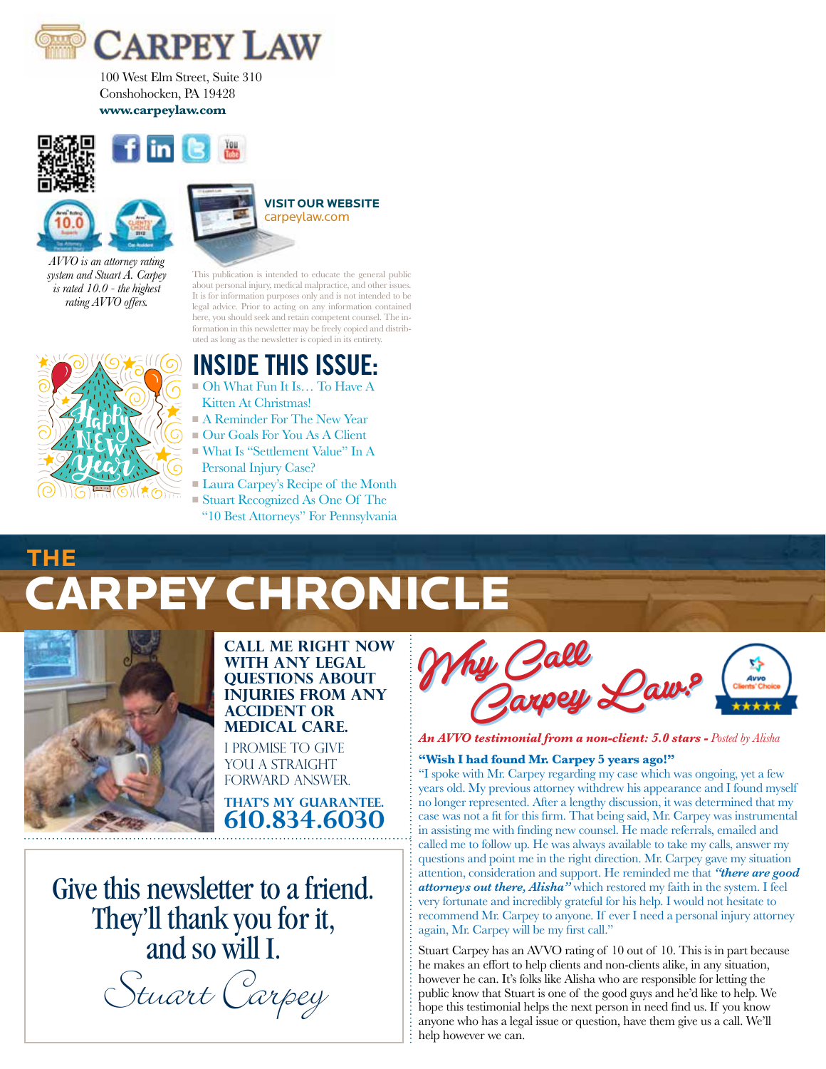# CARPEY LAW

100 West Elm Street, Suite 310
Conshohocken, PA 19428
**www.carpeylaw.com**

*AVVO is an attorney rating system and Stuart A. Carpey is rated 10.0 - the highest rating AVVO offers.*

**VISIT OUR WEBSITE**
carpeylaw.com

This publication is intended to educate the general public about personal injury, medical malpractice, and other issues. It is for information purposes only and is not intended to be legal advice. Prior to acting on any information contained here, you should seek and retain competent counsel. The information in this newsletter may be freely copied and distributed as long as the newsletter is copied in its entirety.

## INSIDE THIS ISSUE:

- Oh What Fun It Is… To Have A Kitten At Christmas!
- A Reminder For The New Year
- Our Goals For You As A Client
- What Is "Settlement Value" In A Personal Injury Case?
- Laura Carpey's Recipe of the Month
- Stuart Recognized As One Of The "10 Best Attorneys" For Pennsylvania

# THE CARPEY CHRONICLE

**CALL ME RIGHT NOW WITH ANY LEGAL QUESTIONS ABOUT INJURIES FROM ANY ACCIDENT OR MEDICAL CARE.**

I PROMISE TO GIVE YOU A STRAIGHT FORWARD ANSWER.

**THAT'S MY GUARANTEE.**
**610.834.6030**

Give this newsletter to a friend. They'll thank you for it, and so will I.

*Stuart Carpey*

## Why Call Carpey Law?

***An AVVO testimonial from a non-client: 5.0 stars -*** *Posted by Alisha*

**"Wish I had found Mr. Carpey 5 years ago!"**

"I spoke with Mr. Carpey regarding my case which was ongoing, yet a few years old. My previous attorney withdrew his appearance and I found myself no longer represented. After a lengthy discussion, it was determined that my case was not a fit for this firm. That being said, Mr. Carpey was instrumental in assisting me with finding new counsel. He made referrals, emailed and called me to follow up. He was always available to take my calls, answer my questions and point me in the right direction. Mr. Carpey gave my situation attention, consideration and support. He reminded me that ***"there are good attorneys out there, Alisha"*** which restored my faith in the system. I feel very fortunate and incredibly grateful for his help. I would not hesitate to recommend Mr. Carpey to anyone. If ever I need a personal injury attorney again, Mr. Carpey will be my first call."

Stuart Carpey has an AVVO rating of 10 out of 10. This is in part because he makes an effort to help clients and non-clients alike, in any situation, however he can. It's folks like Alisha who are responsible for letting the public know that Stuart is one of the good guys and he'd like to help. We hope this testimonial helps the next person in need find us. If you know anyone who has a legal issue or question, have them give us a call. We'll help however we can.